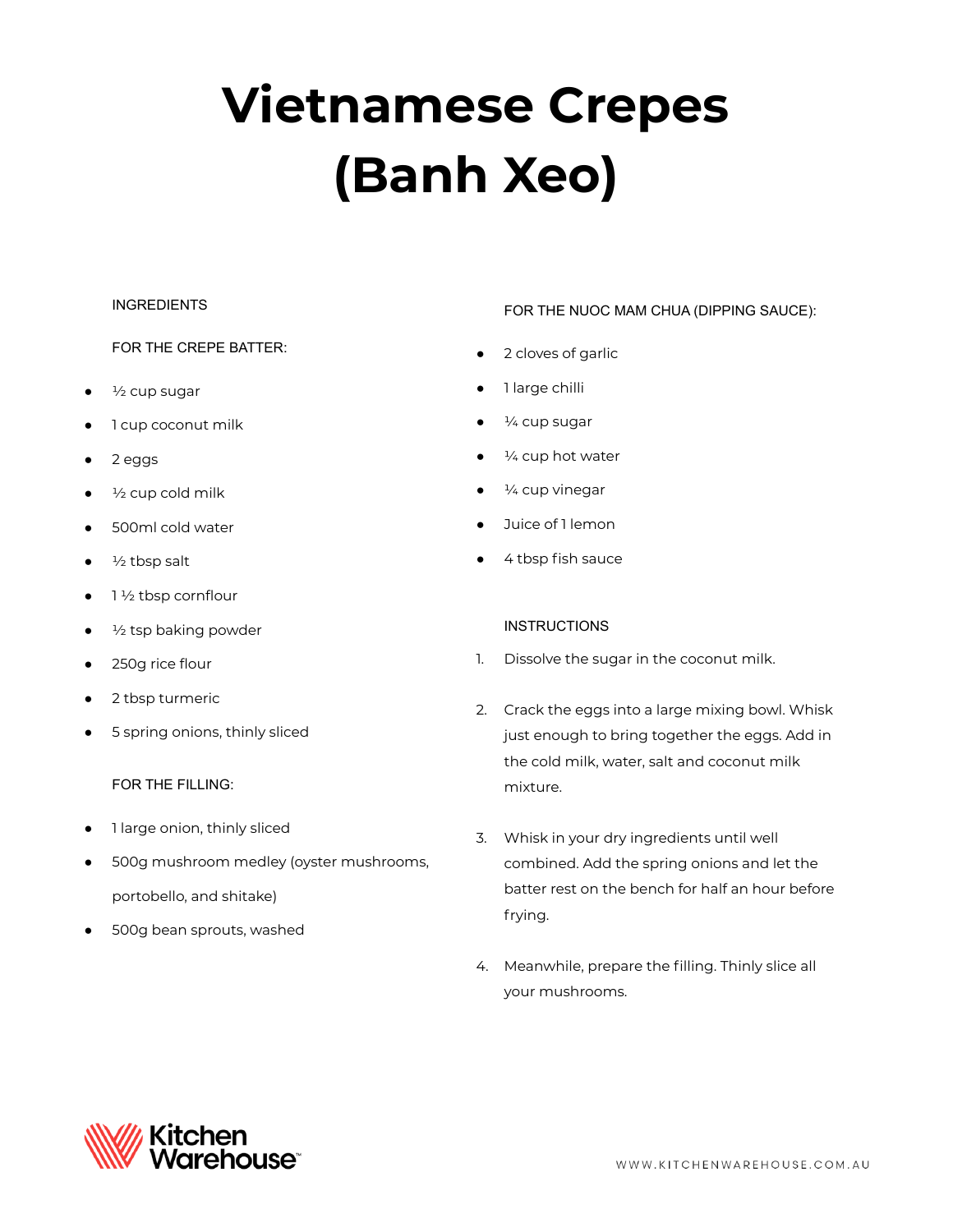# Vietnamese Crepes (Banh Xeo)

## INGREDIENTS

### FOR THE CREPE BATTER:

- ½ cup sugar
- 1 cup coconut milk
- 2 eggs
- ½ cup cold milk
- 500ml cold water
- ½ tbsp salt
- 1 ½ tbsp cornflour
- ½ tsp baking powder
- 250g rice flour
- 2 tbsp turmeric
- 5 spring onions, thinly sliced

### FOR THE FILLING:

- 1 large onion, thinly sliced
- 500g mushroom medley (oyster mushrooms, portobello, and shitake)
- 500g bean sprouts, washed

### FOR THE NUOC MAM CHUA (DIPPING SAUCE):

- 2 cloves of garlic
- 1 large chilli
- ¼ cup sugar
- ¼ cup hot water
- ¼ cup vinegar
- Juice of 1 lemon
- 4 tbsp fish sauce

## INSTRUCTIONS

1. Dissolve the sugar in the coconut milk.
2. Crack the eggs into a large mixing bowl. Whisk just enough to bring together the eggs. Add in the cold milk, water, salt and coconut milk mixture.
3. Whisk in your dry ingredients until well combined. Add the spring onions and let the batter rest on the bench for half an hour before frying.
4. Meanwhile, prepare the filling. Thinly slice all your mushrooms.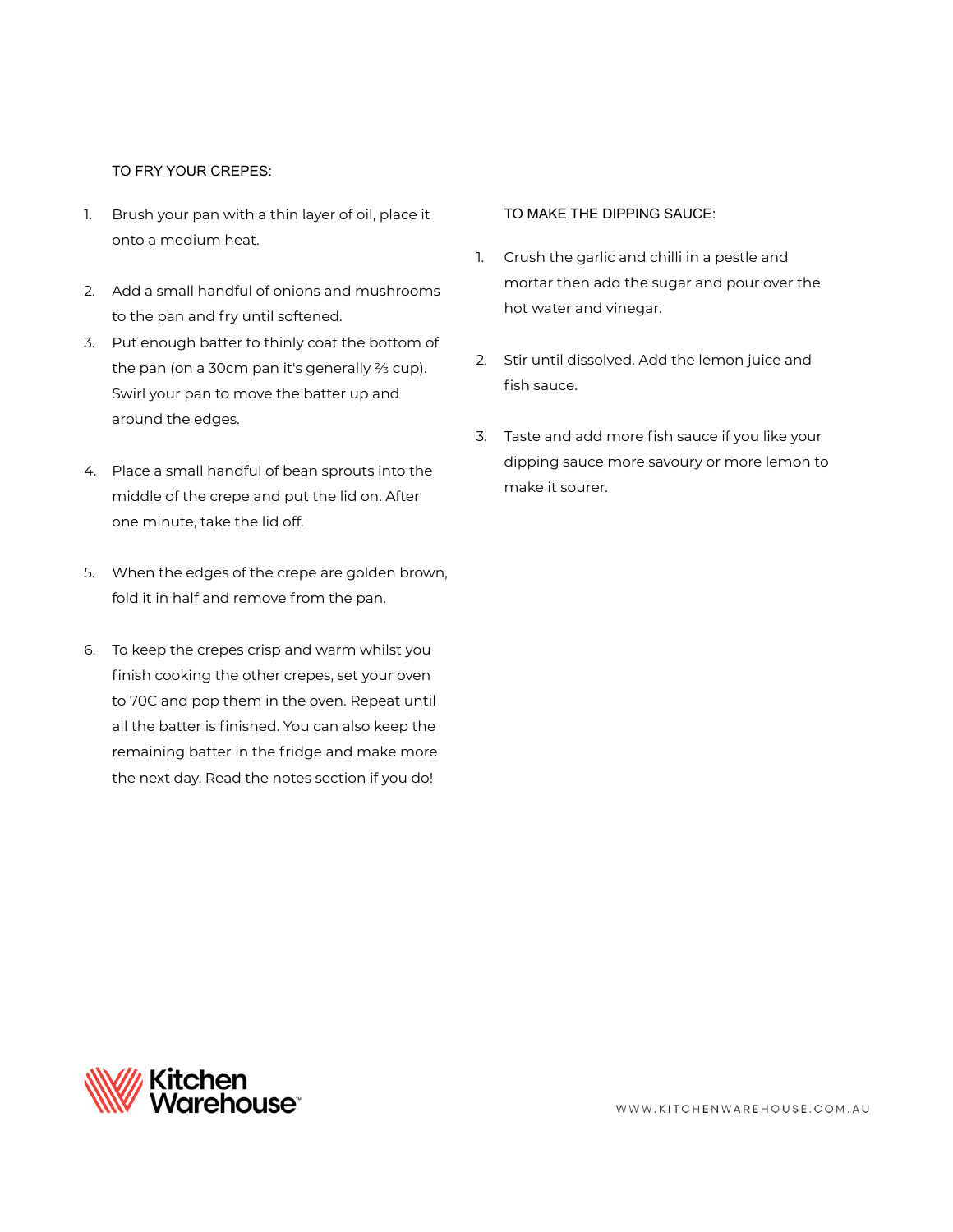TO FRY YOUR CREPES:

1. Brush your pan with a thin layer of oil, place it onto a medium heat.

2. Add a small handful of onions and mushrooms to the pan and fry until softened.
3. Put enough batter to thinly coat the bottom of the pan (on a 30cm pan it's generally ⅔ cup). Swirl your pan to move the batter up and around the edges.

4. Place a small handful of bean sprouts into the middle of the crepe and put the lid on. After one minute, take the lid off.

5. When the edges of the crepe are golden brown, fold it in half and remove from the pan.

6. To keep the crepes crisp and warm whilst you finish cooking the other crepes, set your oven to 70C and pop them in the oven. Repeat until all the batter is finished. You can also keep the remaining batter in the fridge and make more the next day. Read the notes section if you do!

TO MAKE THE DIPPING SAUCE:

1. Crush the garlic and chilli in a pestle and mortar then add the sugar and pour over the hot water and vinegar.

2. Stir until dissolved. Add the lemon juice and fish sauce.

3. Taste and add more fish sauce if you like your dipping sauce more savoury or more lemon to make it sourer.

Kitchen Warehouse™

WWW.KITCHENWAREHOUSE.COM.AU